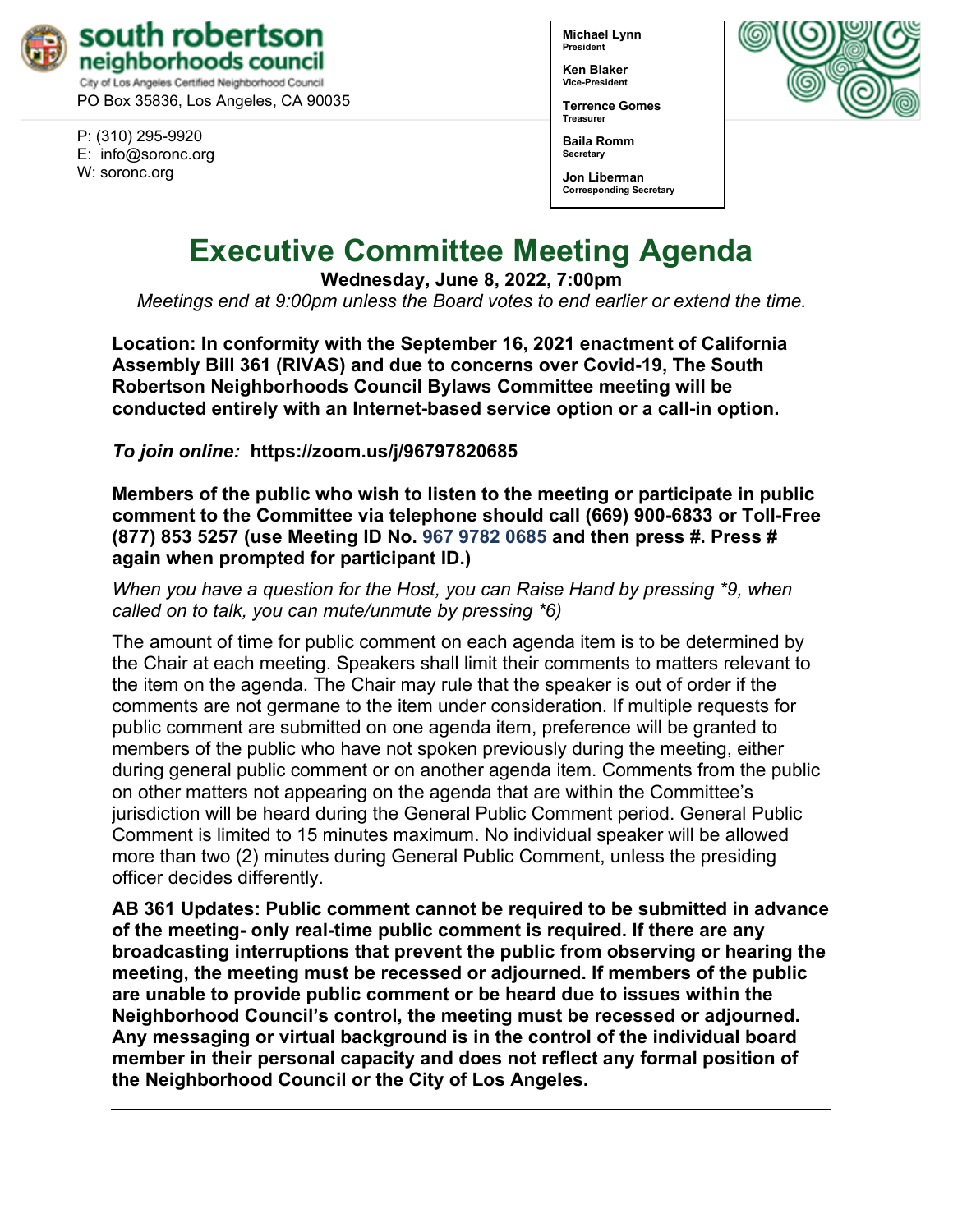**south robertson neighborhoods council**
City of Los Angeles Certified Neighborhood Council
PO Box 35836, Los Angeles, CA 90035

P: (310) 295-9920
E: info@soronc.org
W: soronc.org

**Michael Lynn**
President

**Ken Blaker**
Vice-President

**Terrence Gomes**
Treasurer

**Baila Romm**
Secretary

**Jon Liberman**
Corresponding Secretary

# Executive Committee Meeting Agenda

**Wednesday, June 8, 2022, 7:00pm**

*Meetings end at 9:00pm unless the Board votes to end earlier or extend the time.*

**Location: In conformity with the September 16, 2021 enactment of California Assembly Bill 361 (RIVAS) and due to concerns over Covid-19, The South Robertson Neighborhoods Council Bylaws Committee meeting will be conducted entirely with an Internet-based service option or a call-in option.**

***To join online:*** **https://zoom.us/j/96797820685**

**Members of the public who wish to listen to the meeting or participate in public comment to the Committee via telephone should call (669) 900-6833 or Toll-Free (877) 853 5257 (use Meeting ID No. 967 9782 0685 and then press #. Press # again when prompted for participant ID.)**

*When you have a question for the Host, you can Raise Hand by pressing *9, when called on to talk, you can mute/unmute by pressing *6)*

The amount of time for public comment on each agenda item is to be determined by the Chair at each meeting. Speakers shall limit their comments to matters relevant to the item on the agenda. The Chair may rule that the speaker is out of order if the comments are not germane to the item under consideration. If multiple requests for public comment are submitted on one agenda item, preference will be granted to members of the public who have not spoken previously during the meeting, either during general public comment or on another agenda item. Comments from the public on other matters not appearing on the agenda that are within the Committee's jurisdiction will be heard during the General Public Comment period. General Public Comment is limited to 15 minutes maximum. No individual speaker will be allowed more than two (2) minutes during General Public Comment, unless the presiding officer decides differently.

**AB 361 Updates: Public comment cannot be required to be submitted in advance of the meeting- only real-time public comment is required. If there are any broadcasting interruptions that prevent the public from observing or hearing the meeting, the meeting must be recessed or adjourned. If members of the public are unable to provide public comment or be heard due to issues within the Neighborhood Council's control, the meeting must be recessed or adjourned. Any messaging or virtual background is in the control of the individual board member in their personal capacity and does not reflect any formal position of the Neighborhood Council or the City of Los Angeles.**

---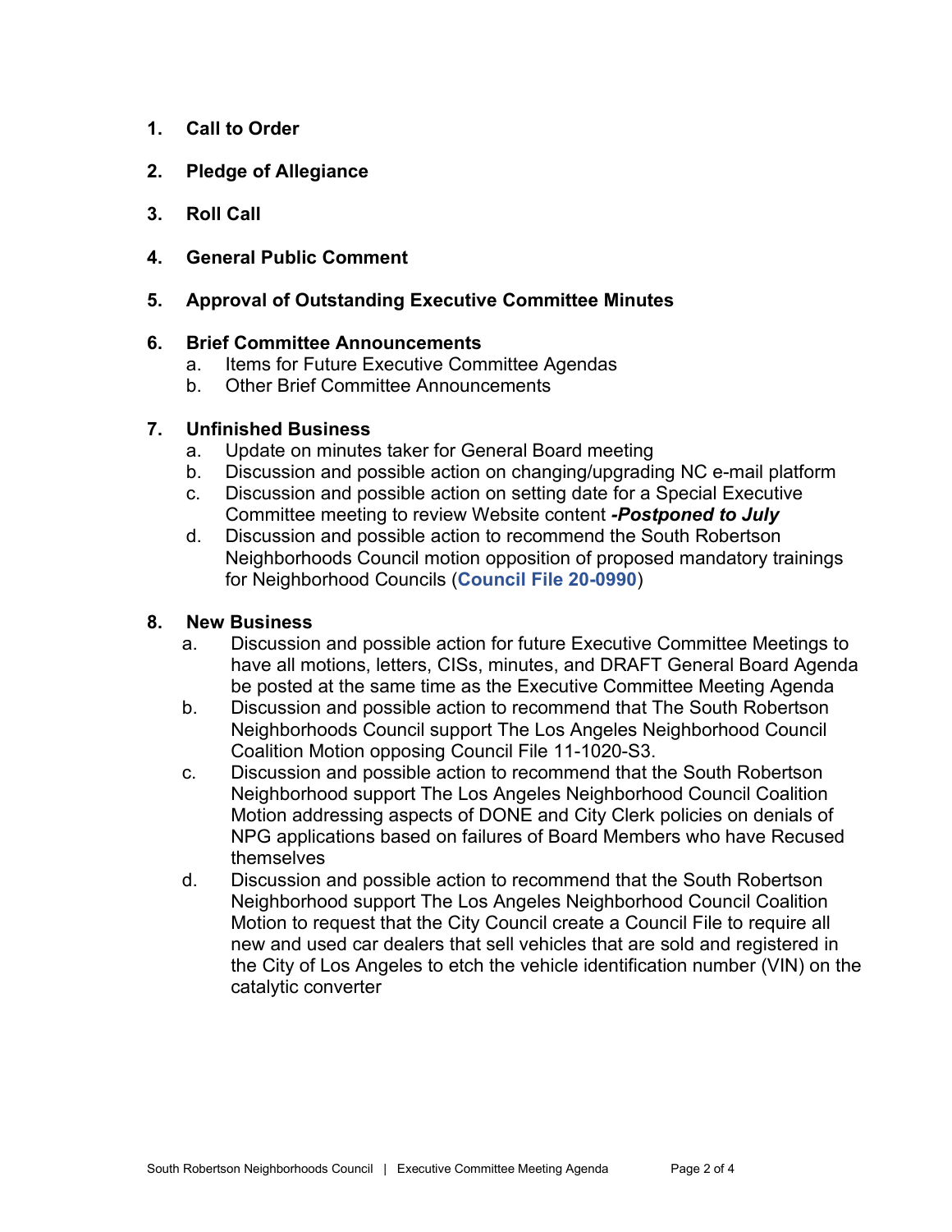1. **Call to Order**

2. **Pledge of Allegiance**

3. **Roll Call**

4. **General Public Comment**

5. **Approval of Outstanding Executive Committee Minutes**

6. **Brief Committee Announcements**
    a. Items for Future Executive Committee Agendas
    b. Other Brief Committee Announcements

7. **Unfinished Business**
    a. Update on minutes taker for General Board meeting
    b. Discussion and possible action on changing/upgrading NC e-mail platform
    c. Discussion and possible action on setting date for a Special Executive Committee meeting to review Website content ***-Postponed to July***
    d. Discussion and possible action to recommend the South Robertson Neighborhoods Council motion opposition of proposed mandatory trainings for Neighborhood Councils (**Council File 20-0990**)

8. **New Business**
    a. Discussion and possible action for future Executive Committee Meetings to have all motions, letters, CISs, minutes, and DRAFT General Board Agenda be posted at the same time as the Executive Committee Meeting Agenda
    b. Discussion and possible action to recommend that The South Robertson Neighborhoods Council support The Los Angeles Neighborhood Council Coalition Motion opposing Council File 11-1020-S3.
    c. Discussion and possible action to recommend that the South Robertson Neighborhood support The Los Angeles Neighborhood Council Coalition Motion addressing aspects of DONE and City Clerk policies on denials of NPG applications based on failures of Board Members who have Recused themselves
    d. Discussion and possible action to recommend that the South Robertson Neighborhood support The Los Angeles Neighborhood Council Coalition Motion to request that the City Council create a Council File to require all new and used car dealers that sell vehicles that are sold and registered in the City of Los Angeles to etch the vehicle identification number (VIN) on the catalytic converter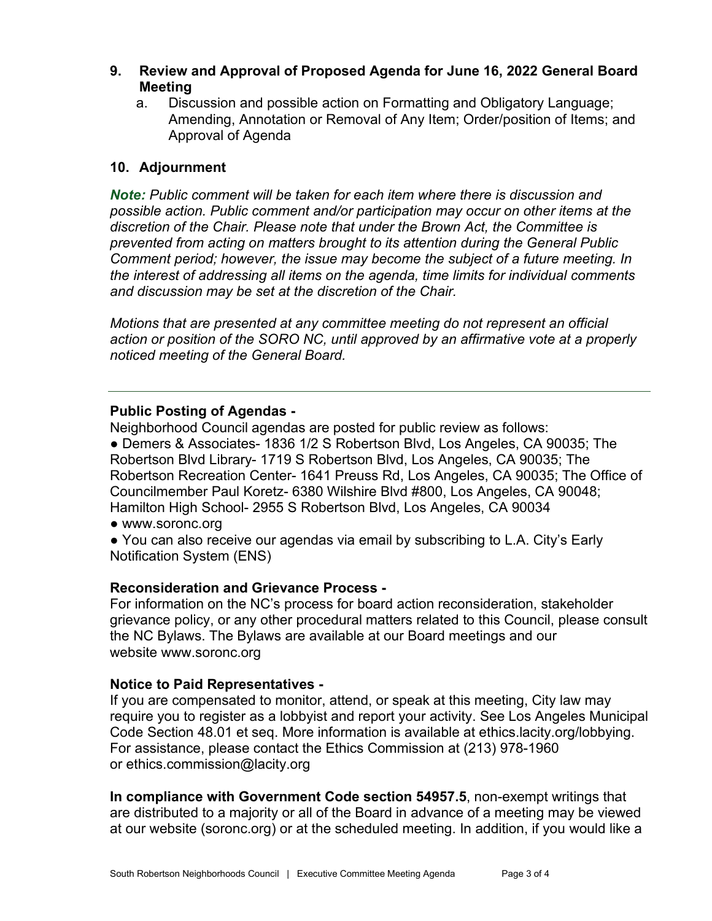**9. Review and Approval of Proposed Agenda for June 16, 2022 General Board Meeting**

a. Discussion and possible action on Formatting and Obligatory Language; Amending, Annotation or Removal of Any Item; Order/position of Items; and Approval of Agenda

**10. Adjournment**

***Note:*** *Public comment will be taken for each item where there is discussion and possible action. Public comment and/or participation may occur on other items at the discretion of the Chair. Please note that under the Brown Act, the Committee is prevented from acting on matters brought to its attention during the General Public Comment period; however, the issue may become the subject of a future meeting. In the interest of addressing all items on the agenda, time limits for individual comments and discussion may be set at the discretion of the Chair.*

*Motions that are presented at any committee meeting do not represent an official action or position of the SORO NC, until approved by an affirmative vote at a properly noticed meeting of the General Board.*

---

**Public Posting of Agendas -**

Neighborhood Council agendas are posted for public review as follows:

● Demers & Associates- 1836 1/2 S Robertson Blvd, Los Angeles, CA 90035; The Robertson Blvd Library- 1719 S Robertson Blvd, Los Angeles, CA 90035; The Robertson Recreation Center- 1641 Preuss Rd, Los Angeles, CA 90035; The Office of Councilmember Paul Koretz- 6380 Wilshire Blvd #800, Los Angeles, CA 90048; Hamilton High School- 2955 S Robertson Blvd, Los Angeles, CA 90034

● www.soronc.org

● You can also receive our agendas via email by subscribing to L.A. City's Early Notification System (ENS)

**Reconsideration and Grievance Process -**

For information on the NC's process for board action reconsideration, stakeholder grievance policy, or any other procedural matters related to this Council, please consult the NC Bylaws. The Bylaws are available at our Board meetings and our website www.soronc.org

**Notice to Paid Representatives -**

If you are compensated to monitor, attend, or speak at this meeting, City law may require you to register as a lobbyist and report your activity. See Los Angeles Municipal Code Section 48.01 et seq. More information is available at ethics.lacity.org/lobbying. For assistance, please contact the Ethics Commission at (213) 978-1960 or ethics.commission@lacity.org

**In compliance with Government Code section 54957.5**, non-exempt writings that are distributed to a majority or all of the Board in advance of a meeting may be viewed at our website (soronc.org) or at the scheduled meeting. In addition, if you would like a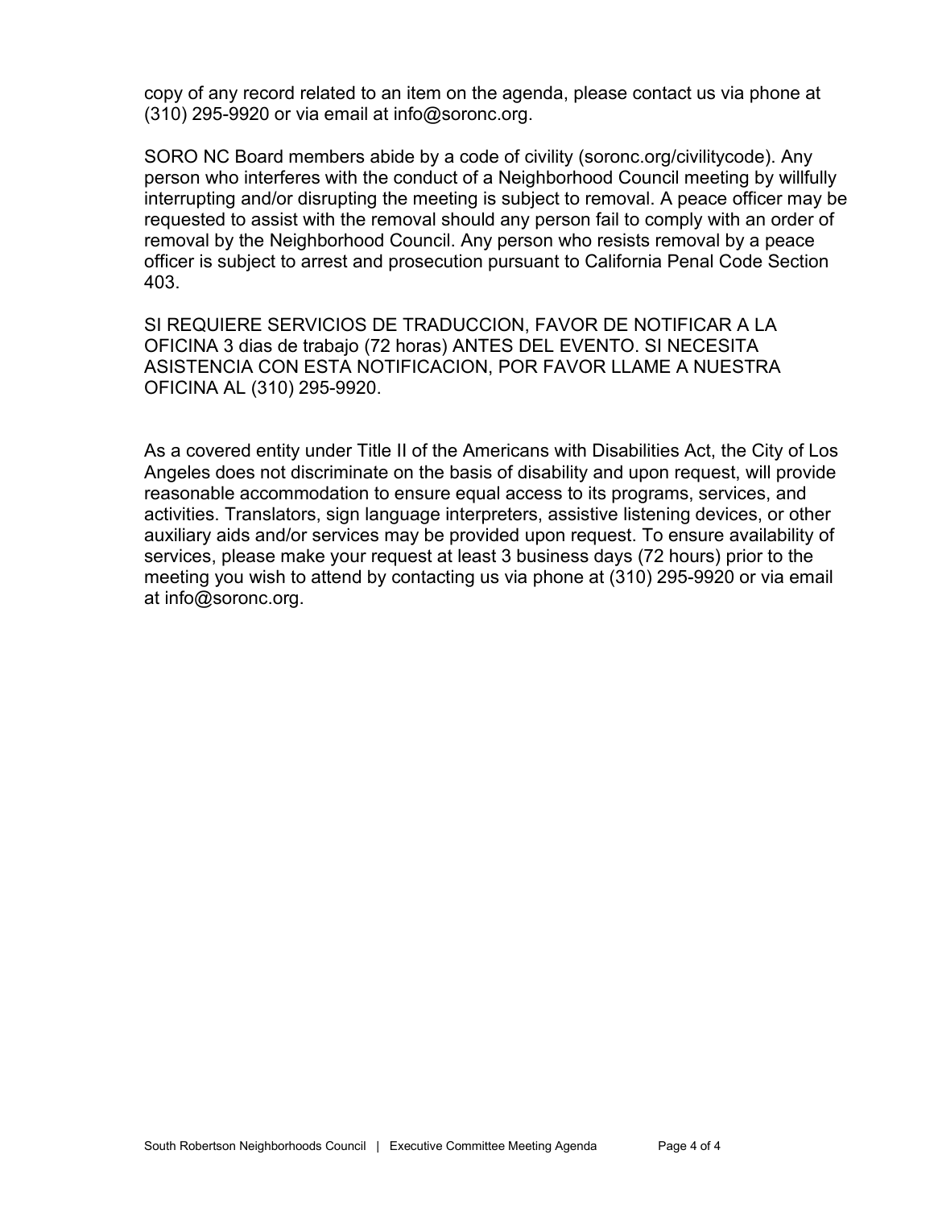copy of any record related to an item on the agenda, please contact us via phone at (310) 295-9920 or via email at info@soronc.org.

SORO NC Board members abide by a code of civility (soronc.org/civilitycode). Any person who interferes with the conduct of a Neighborhood Council meeting by willfully interrupting and/or disrupting the meeting is subject to removal. A peace officer may be requested to assist with the removal should any person fail to comply with an order of removal by the Neighborhood Council. Any person who resists removal by a peace officer is subject to arrest and prosecution pursuant to California Penal Code Section 403.

SI REQUIERE SERVICIOS DE TRADUCCION, FAVOR DE NOTIFICAR A LA OFICINA 3 dias de trabajo (72 horas) ANTES DEL EVENTO. SI NECESITA ASISTENCIA CON ESTA NOTIFICACION, POR FAVOR LLAME A NUESTRA OFICINA AL (310) 295-9920.

As a covered entity under Title II of the Americans with Disabilities Act, the City of Los Angeles does not discriminate on the basis of disability and upon request, will provide reasonable accommodation to ensure equal access to its programs, services, and activities. Translators, sign language interpreters, assistive listening devices, or other auxiliary aids and/or services may be provided upon request. To ensure availability of services, please make your request at least 3 business days (72 hours) prior to the meeting you wish to attend by contacting us via phone at (310) 295-9920 or via email at info@soronc.org.